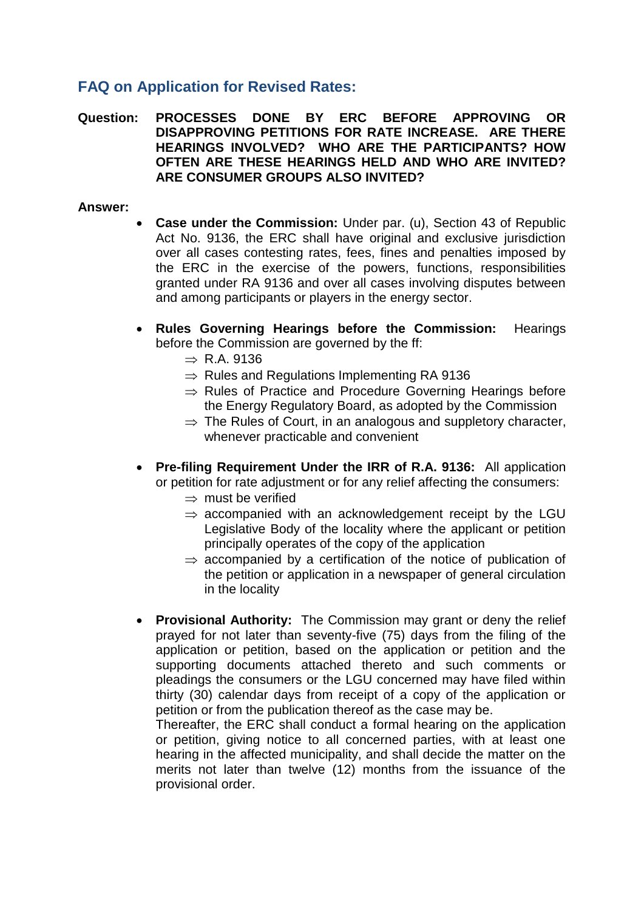## FAQ on Application for Revised Rates:

**Question:** **PROCESSES DONE BY ERC BEFORE APPROVING OR DISAPPROVING PETITIONS FOR RATE INCREASE. ARE THERE HEARINGS INVOLVED? WHO ARE THE PARTICIPANTS? HOW OFTEN ARE THESE HEARINGS HELD AND WHO ARE INVITED? ARE CONSUMER GROUPS ALSO INVITED?**

**Answer:**

- **Case under the Commission:** Under par. (u), Section 43 of Republic Act No. 9136, the ERC shall have original and exclusive jurisdiction over all cases contesting rates, fees, fines and penalties imposed by the ERC in the exercise of the powers, functions, responsibilities granted under RA 9136 and over all cases involving disputes between and among participants or players in the energy sector.

- **Rules Governing Hearings before the Commission:** Hearings before the Commission are governed by the ff:
  - ⇒ R.A. 9136
  - ⇒ Rules and Regulations Implementing RA 9136
  - ⇒ Rules of Practice and Procedure Governing Hearings before the Energy Regulatory Board, as adopted by the Commission
  - ⇒ The Rules of Court, in an analogous and suppletory character, whenever practicable and convenient

- **Pre-filing Requirement Under the IRR of R.A. 9136:** All application or petition for rate adjustment or for any relief affecting the consumers:
  - ⇒ must be verified
  - ⇒ accompanied with an acknowledgement receipt by the LGU Legislative Body of the locality where the applicant or petition principally operates of the copy of the application
  - ⇒ accompanied by a certification of the notice of publication of the petition or application in a newspaper of general circulation in the locality

- **Provisional Authority:** The Commission may grant or deny the relief prayed for not later than seventy-five (75) days from the filing of the application or petition, based on the application or petition and the supporting documents attached thereto and such comments or pleadings the consumers or the LGU concerned may have filed within thirty (30) calendar days from receipt of a copy of the application or petition or from the publication thereof as the case may be.

  Thereafter, the ERC shall conduct a formal hearing on the application or petition, giving notice to all concerned parties, with at least one hearing in the affected municipality, and shall decide the matter on the merits not later than twelve (12) months from the issuance of the provisional order.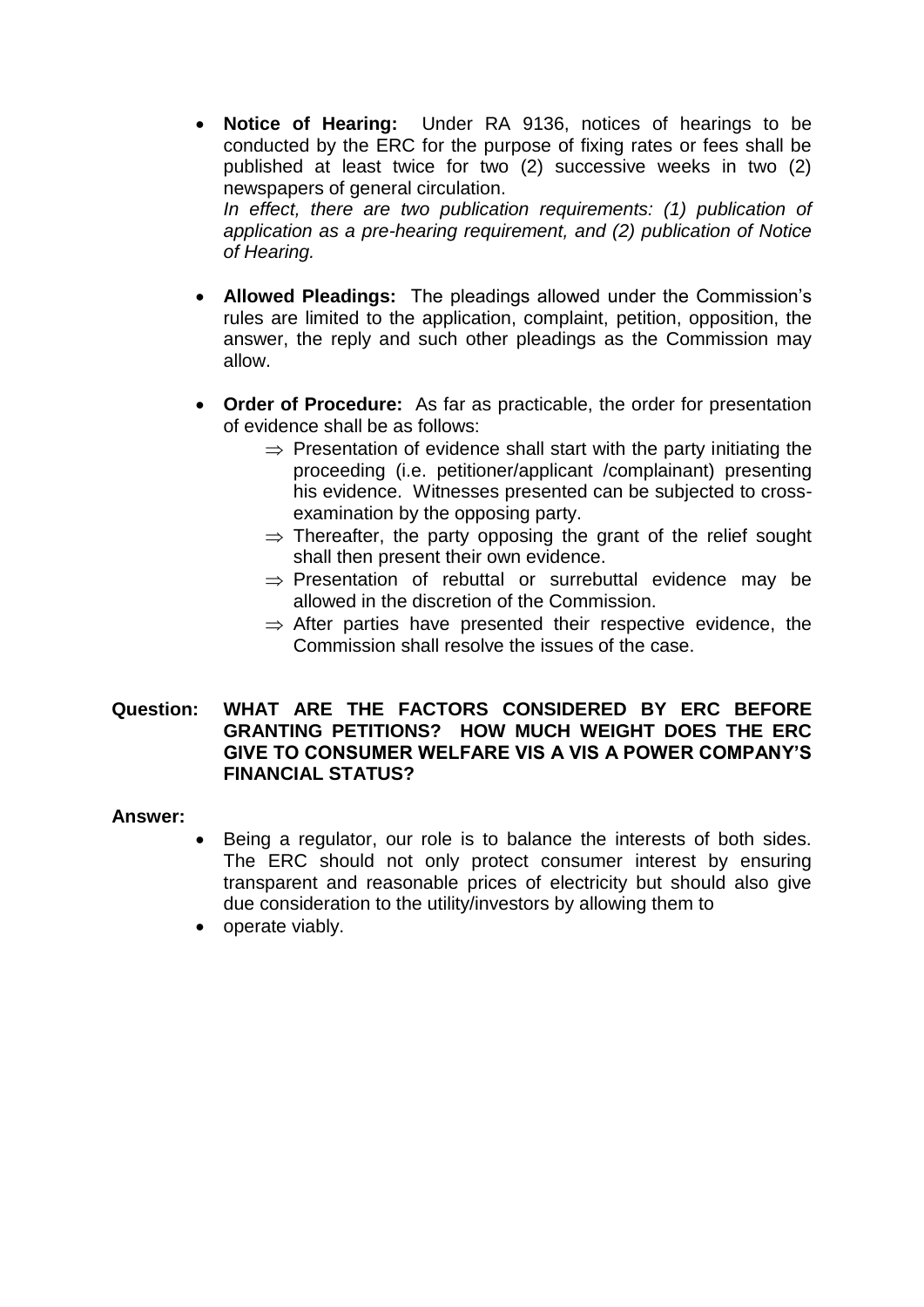- **Notice of Hearing:** Under RA 9136, notices of hearings to be conducted by the ERC for the purpose of fixing rates or fees shall be published at least twice for two (2) successive weeks in two (2) newspapers of general circulation.

  *In effect, there are two publication requirements: (1) publication of application as a pre-hearing requirement, and (2) publication of Notice of Hearing.*

- **Allowed Pleadings:** The pleadings allowed under the Commission's rules are limited to the application, complaint, petition, opposition, the answer, the reply and such other pleadings as the Commission may allow.

- **Order of Procedure:** As far as practicable, the order for presentation of evidence shall be as follows:
  - ⇒ Presentation of evidence shall start with the party initiating the proceeding (i.e. petitioner/applicant /complainant) presenting his evidence. Witnesses presented can be subjected to cross-examination by the opposing party.
  - ⇒ Thereafter, the party opposing the grant of the relief sought shall then present their own evidence.
  - ⇒ Presentation of rebuttal or surrebuttal evidence may be allowed in the discretion of the Commission.
  - ⇒ After parties have presented their respective evidence, the Commission shall resolve the issues of the case.

**Question: WHAT ARE THE FACTORS CONSIDERED BY ERC BEFORE GRANTING PETITIONS? HOW MUCH WEIGHT DOES THE ERC GIVE TO CONSUMER WELFARE VIS A VIS A POWER COMPANY'S FINANCIAL STATUS?**

**Answer:**

- Being a regulator, our role is to balance the interests of both sides. The ERC should not only protect consumer interest by ensuring transparent and reasonable prices of electricity but should also give due consideration to the utility/investors by allowing them to
- operate viably.